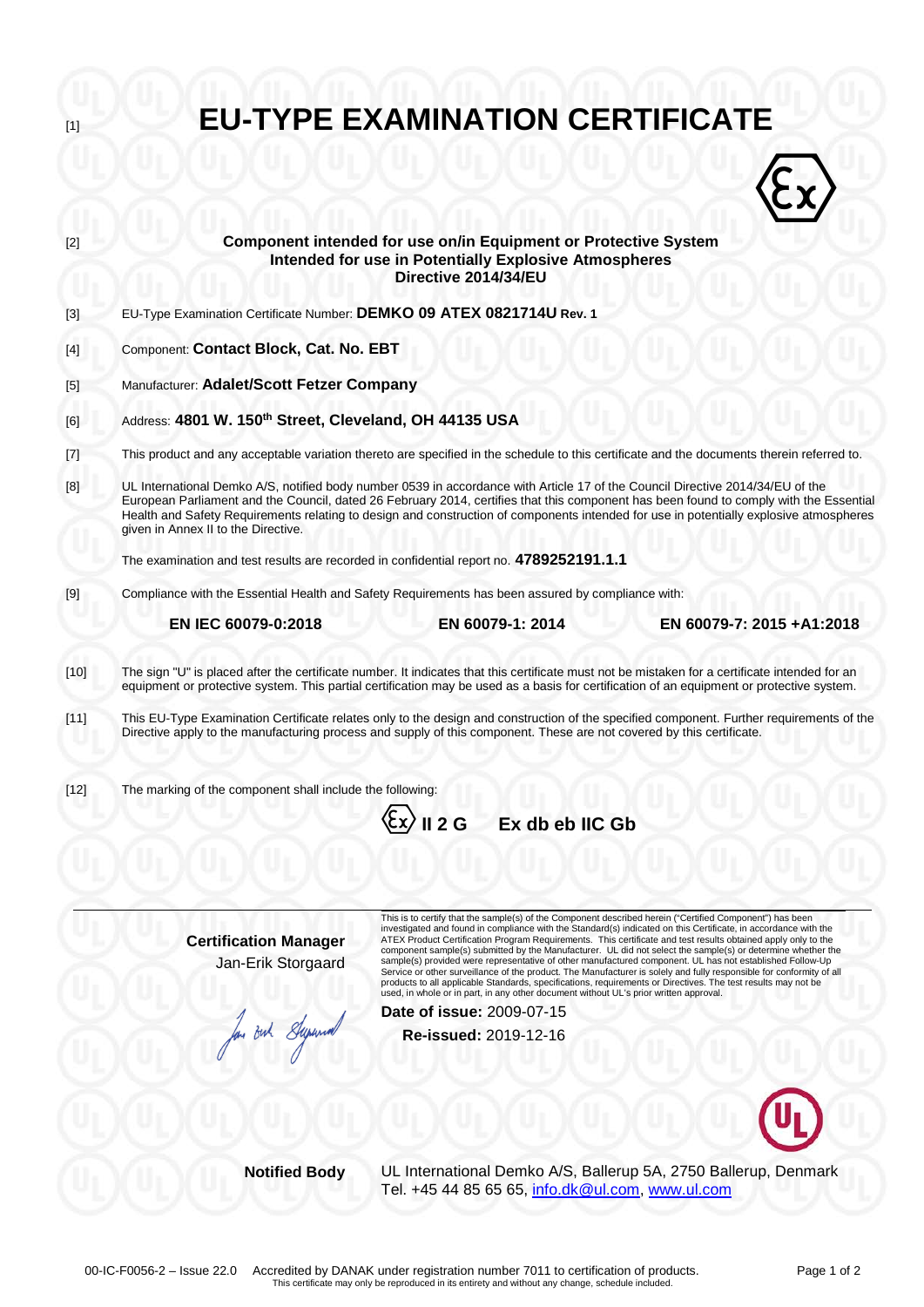[1]

# EU-TYPE EXAMINATION CERTIFICATE

[2] **Component intended for use on/in Equipment or Protective System Intended for use in Potentially Explosive Atmospheres Directive 2014/34/EU**

[3] EU-Type Examination Certificate Number: **DEMKO 09 ATEX 0821714U Rev. 1**

[4] Component: **Contact Block, Cat. No. EBT**

[5] Manufacturer: **Adalet/Scott Fetzer Company**

[6] Address: **4801 W. 150th Street, Cleveland, OH 44135 USA**

[7] This product and any acceptable variation thereto are specified in the schedule to this certificate and the documents therein referred to.

[8] UL International Demko A/S, notified body number 0539 in accordance with Article 17 of the Council Directive 2014/34/EU of the European Parliament and the Council, dated 26 February 2014, certifies that this component has been found to comply with the Essential Health and Safety Requirements relating to design and construction of components intended for use in potentially explosive atmospheres given in Annex II to the Directive.

The examination and test results are recorded in confidential report no. **4789252191.1.1**

[9] Compliance with the Essential Health and Safety Requirements has been assured by compliance with:

**EN IEC 60079-0:2018** **EN 60079-1: 2014** **EN 60079-7: 2015 +A1:2018**

[10] The sign "U" is placed after the certificate number. It indicates that this certificate must not be mistaken for a certificate intended for an equipment or protective system. This partial certification may be used as a basis for certification of an equipment or protective system.

[11] This EU-Type Examination Certificate relates only to the design and construction of the specified component. Further requirements of the Directive apply to the manufacturing process and supply of this component. These are not covered by this certificate.

[12] The marking of the component shall include the following:

**Ex II 2 G Ex db eb IIC Gb**

**Certification Manager**
Jan-Erik Storgaard

This is to certify that the sample(s) of the Component described herein ("Certified Component") has been investigated and found in compliance with the Standard(s) indicated on this Certificate, in accordance with the ATEX Product Certification Program Requirements. This certificate and test results obtained apply only to the component sample(s) submitted by the Manufacturer. UL did not select the sample(s) or determine whether the sample(s) provided were representative of other manufactured component. UL has not established Follow-Up Service or other surveillance of the product. The Manufacturer is solely and fully responsible for conformity of all products to all applicable Standards, specifications, requirements or Directives. The test results may not be used, in whole or in part, in any other document without UL's prior written approval.

**Date of issue:** 2009-07-15

**Re-issued:** 2019-12-16

**Notified Body** UL International Demko A/S, Ballerup 5A, 2750 Ballerup, Denmark
Tel. +45 44 85 65 65, info.dk@ul.com, www.ul.com

00-IC-F0056-2 – Issue 22.0 Accredited by DANAK under registration number 7011 to certification of products.
This certificate may only be reproduced in its entirety and without any change, schedule included.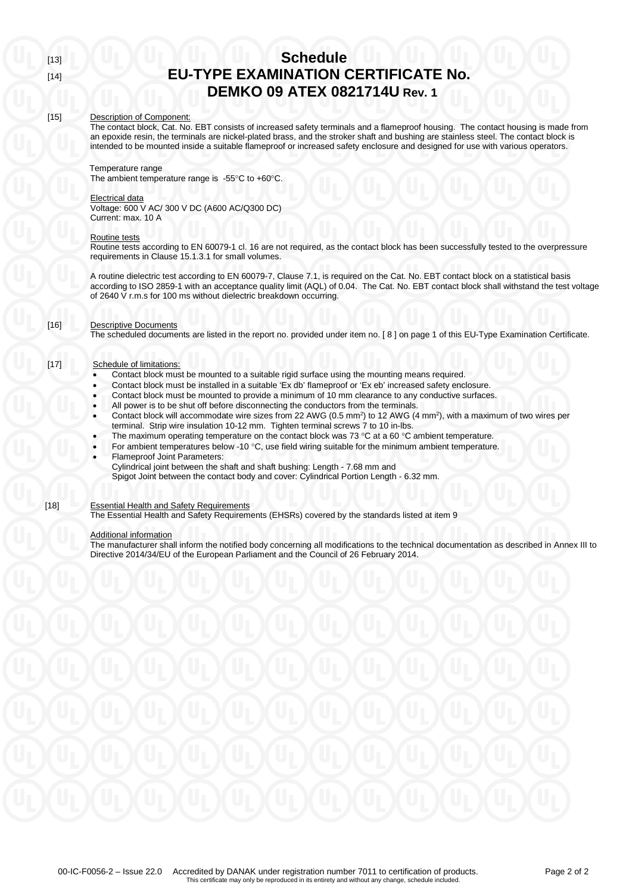[13] **Schedule**

[14] **EU-TYPE EXAMINATION CERTIFICATE No. DEMKO 09 ATEX 0821714U Rev. 1**

[15] Description of Component:

The contact block, Cat. No. EBT consists of increased safety terminals and a flameproof housing. The contact housing is made from an epoxide resin, the terminals are nickel-plated brass, and the stroker shaft and bushing are stainless steel. The contact block is intended to be mounted inside a suitable flameproof or increased safety enclosure and designed for use with various operators.

Temperature range

The ambient temperature range is -55°C to +60°C.

Electrical data

Voltage: 600 V AC/ 300 V DC (A600 AC/Q300 DC)
Current: max. 10 A

Routine tests

Routine tests according to EN 60079-1 cl. 16 are not required, as the contact block has been successfully tested to the overpressure requirements in Clause 15.1.3.1 for small volumes.

A routine dielectric test according to EN 60079-7, Clause 7.1, is required on the Cat. No. EBT contact block on a statistical basis according to ISO 2859-1 with an acceptance quality limit (AQL) of 0.04. The Cat. No. EBT contact block shall withstand the test voltage of 2640 V r.m.s for 100 ms without dielectric breakdown occurring.

[16] Descriptive Documents

The scheduled documents are listed in the report no. provided under item no. [ 8 ] on page 1 of this EU-Type Examination Certificate.

[17] Schedule of limitations:

- Contact block must be mounted to a suitable rigid surface using the mounting means required.
- Contact block must be installed in a suitable 'Ex db' flameproof or 'Ex eb' increased safety enclosure.
- Contact block must be mounted to provide a minimum of 10 mm clearance to any conductive surfaces.
- All power is to be shut off before disconnecting the conductors from the terminals.
- Contact block will accommodate wire sizes from 22 AWG (0.5 mm$^2$) to 12 AWG (4 mm$^2$), with a maximum of two wires per terminal. Strip wire insulation 10-12 mm. Tighten terminal screws 7 to 10 in-lbs.
- The maximum operating temperature on the contact block was 73 °C at a 60 °C ambient temperature.
- For ambient temperatures below -10 °C, use field wiring suitable for the minimum ambient temperature.
- Flameproof Joint Parameters:
  Cylindrical joint between the shaft and shaft bushing: Length - 7.68 mm and
  Spigot Joint between the contact body and cover: Cylindrical Portion Length - 6.32 mm.

[18] Essential Health and Safety Requirements

The Essential Health and Safety Requirements (EHSRs) covered by the standards listed at item 9

Additional information

The manufacturer shall inform the notified body concerning all modifications to the technical documentation as described in Annex III to Directive 2014/34/EU of the European Parliament and the Council of 26 February 2014.

00-IC-F0056-2 – Issue 22.0 Accredited by DANAK under registration number 7011 to certification of products.
This certificate may only be reproduced in its entirety and without any change, schedule included.